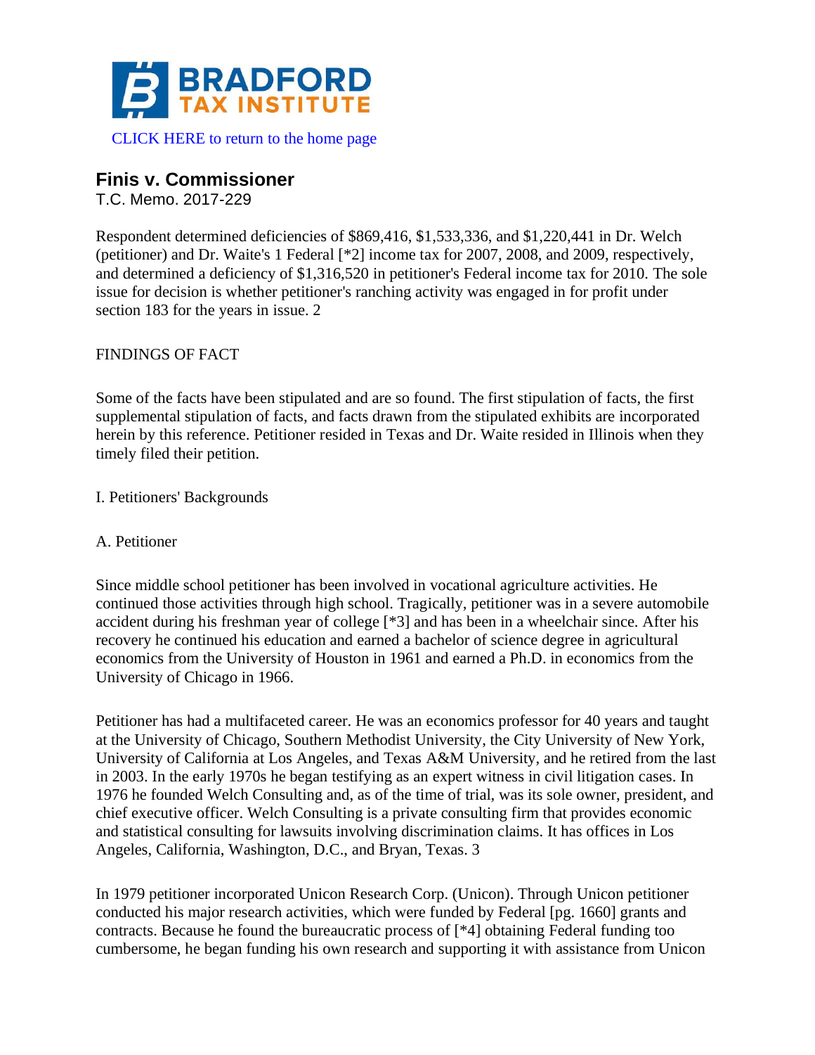**BRADFORD TAX INSTITUTE**

CLICK HERE to return to the home page

## Finis v. Commissioner

T.C. Memo. 2017-229

Respondent determined deficiencies of $869,416, $1,533,336, and $1,220,441 in Dr. Welch (petitioner) and Dr. Waite's 1 Federal [*2] income tax for 2007, 2008, and 2009, respectively, and determined a deficiency of $1,316,520 in petitioner's Federal income tax for 2010. The sole issue for decision is whether petitioner's ranching activity was engaged in for profit under section 183 for the years in issue. 2

FINDINGS OF FACT

Some of the facts have been stipulated and are so found. The first stipulation of facts, the first supplemental stipulation of facts, and facts drawn from the stipulated exhibits are incorporated herein by this reference. Petitioner resided in Texas and Dr. Waite resided in Illinois when they timely filed their petition.

I. Petitioners' Backgrounds

A. Petitioner

Since middle school petitioner has been involved in vocational agriculture activities. He continued those activities through high school. Tragically, petitioner was in a severe automobile accident during his freshman year of college [*3] and has been in a wheelchair since. After his recovery he continued his education and earned a bachelor of science degree in agricultural economics from the University of Houston in 1961 and earned a Ph.D. in economics from the University of Chicago in 1966.

Petitioner has had a multifaceted career. He was an economics professor for 40 years and taught at the University of Chicago, Southern Methodist University, the City University of New York, University of California at Los Angeles, and Texas A&M University, and he retired from the last in 2003. In the early 1970s he began testifying as an expert witness in civil litigation cases. In 1976 he founded Welch Consulting and, as of the time of trial, was its sole owner, president, and chief executive officer. Welch Consulting is a private consulting firm that provides economic and statistical consulting for lawsuits involving discrimination claims. It has offices in Los Angeles, California, Washington, D.C., and Bryan, Texas. 3

In 1979 petitioner incorporated Unicon Research Corp. (Unicon). Through Unicon petitioner conducted his major research activities, which were funded by Federal [pg. 1660] grants and contracts. Because he found the bureaucratic process of [*4] obtaining Federal funding too cumbersome, he began funding his own research and supporting it with assistance from Unicon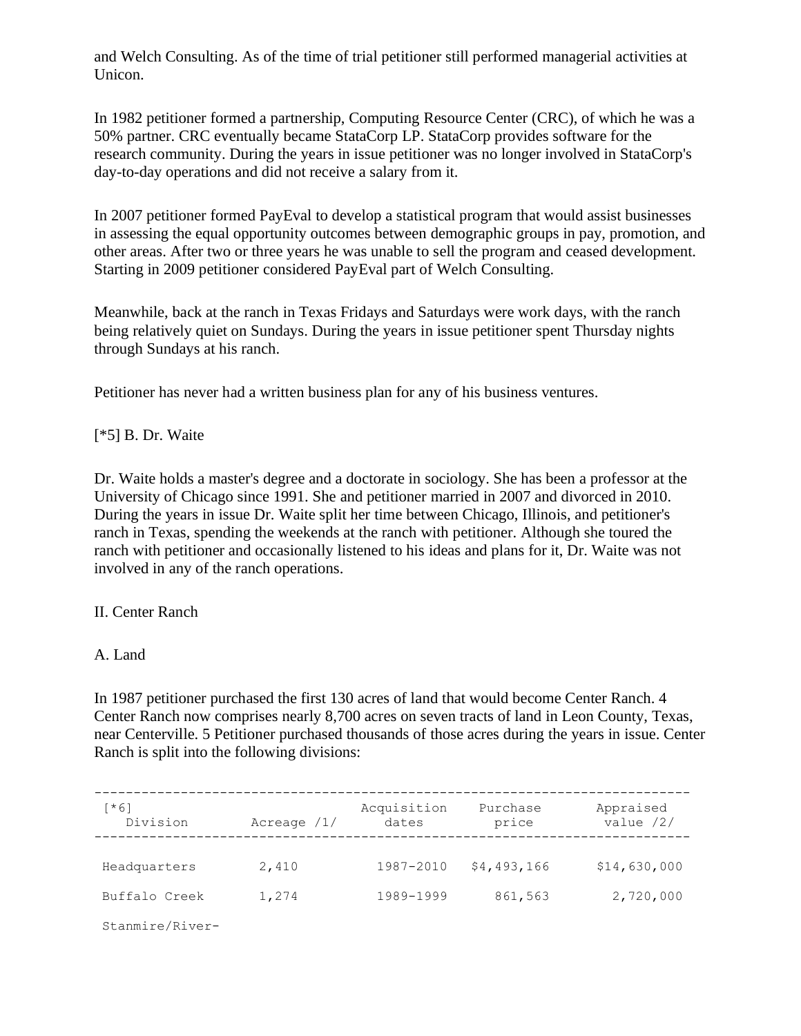and Welch Consulting. As of the time of trial petitioner still performed managerial activities at Unicon.

In 1982 petitioner formed a partnership, Computing Resource Center (CRC), of which he was a 50% partner. CRC eventually became StataCorp LP. StataCorp provides software for the research community. During the years in issue petitioner was no longer involved in StataCorp's day-to-day operations and did not receive a salary from it.

In 2007 petitioner formed PayEval to develop a statistical program that would assist businesses in assessing the equal opportunity outcomes between demographic groups in pay, promotion, and other areas. After two or three years he was unable to sell the program and ceased development. Starting in 2009 petitioner considered PayEval part of Welch Consulting.

Meanwhile, back at the ranch in Texas Fridays and Saturdays were work days, with the ranch being relatively quiet on Sundays. During the years in issue petitioner spent Thursday nights through Sundays at his ranch.

Petitioner has never had a written business plan for any of his business ventures.

[*5] B. Dr. Waite

Dr. Waite holds a master's degree and a doctorate in sociology. She has been a professor at the University of Chicago since 1991. She and petitioner married in 2007 and divorced in 2010. During the years in issue Dr. Waite split her time between Chicago, Illinois, and petitioner's ranch in Texas, spending the weekends at the ranch with petitioner. Although she toured the ranch with petitioner and occasionally listened to his ideas and plans for it, Dr. Waite was not involved in any of the ranch operations.

II. Center Ranch

A. Land

In 1987 petitioner purchased the first 130 acres of land that would become Center Ranch. 4 Center Ranch now comprises nearly 8,700 acres on seven tracts of land in Leon County, Texas, near Centerville. 5 Petitioner purchased thousands of those acres during the years in issue. Center Ranch is split into the following divisions:

| [*6] Division | Acreage /1/ | Acquisition dates | Purchase price | Appraised value /2/ |
|---|---|---|---|---|
| Headquarters | 2,410 | 1987-2010 | $4,493,166 | $14,630,000 |
| Buffalo Creek | 1,274 | 1989-1999 | 861,563 | 2,720,000 |
| Stanmire/River- | | | | |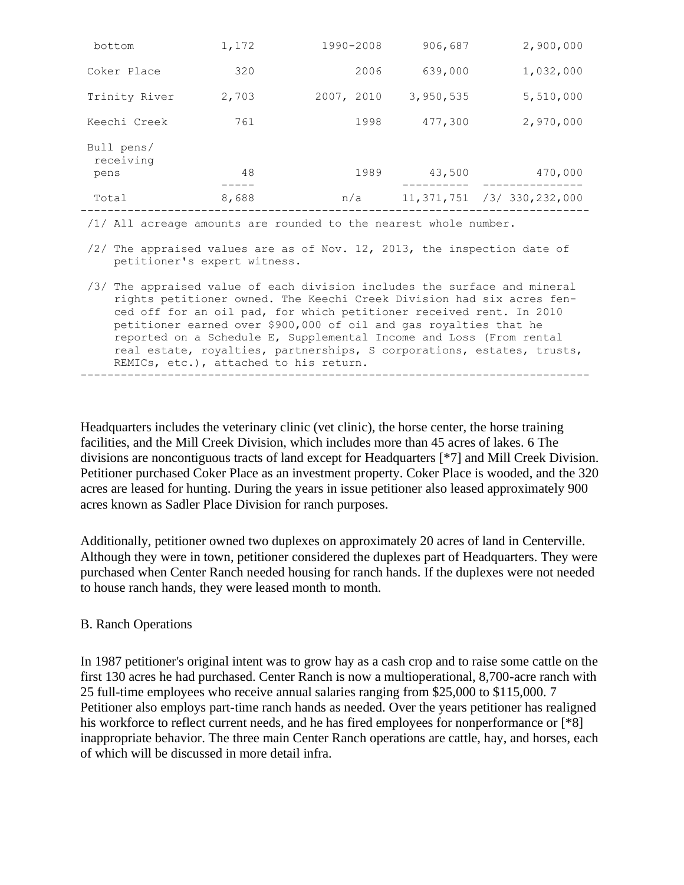| | | | | |
|---|---|---|---|---|
| bottom | 1,172 | 1990-2008 | 906,687 | 2,900,000 |
| Coker Place | 320 | 2006 | 639,000 | 1,032,000 |
| Trinity River | 2,703 | 2007, 2010 | 3,950,535 | 5,510,000 |
| Keechi Creek | 761 | 1998 | 477,300 | 2,970,000 |
| Bull pens/ receiving pens | 48 | 1989 | 43,500 | 470,000 |
| Total | 8,688 | n/a | 11,371,751 | /3/ 330,232,000 |

/1/ All acreage amounts are rounded to the nearest whole number.

/2/ The appraised values are as of Nov. 12, 2013, the inspection date of petitioner's expert witness.

/3/ The appraised value of each division includes the surface and mineral rights petitioner owned. The Keechi Creek Division had six acres fenced off for an oil pad, for which petitioner received rent. In 2010 petitioner earned over $900,000 of oil and gas royalties that he reported on a Schedule E, Supplemental Income and Loss (From rental real estate, royalties, partnerships, S corporations, estates, trusts, REMICs, etc.), attached to his return.

Headquarters includes the veterinary clinic (vet clinic), the horse center, the horse training facilities, and the Mill Creek Division, which includes more than 45 acres of lakes. 6 The divisions are noncontiguous tracts of land except for Headquarters [*7] and Mill Creek Division. Petitioner purchased Coker Place as an investment property. Coker Place is wooded, and the 320 acres are leased for hunting. During the years in issue petitioner also leased approximately 900 acres known as Sadler Place Division for ranch purposes.

Additionally, petitioner owned two duplexes on approximately 20 acres of land in Centerville. Although they were in town, petitioner considered the duplexes part of Headquarters. They were purchased when Center Ranch needed housing for ranch hands. If the duplexes were not needed to house ranch hands, they were leased month to month.

B. Ranch Operations

In 1987 petitioner's original intent was to grow hay as a cash crop and to raise some cattle on the first 130 acres he had purchased. Center Ranch is now a multioperational, 8,700-acre ranch with 25 full-time employees who receive annual salaries ranging from $25,000 to $115,000. 7 Petitioner also employs part-time ranch hands as needed. Over the years petitioner has realigned his workforce to reflect current needs, and he has fired employees for nonperformance or [*8] inappropriate behavior. The three main Center Ranch operations are cattle, hay, and horses, each of which will be discussed in more detail infra.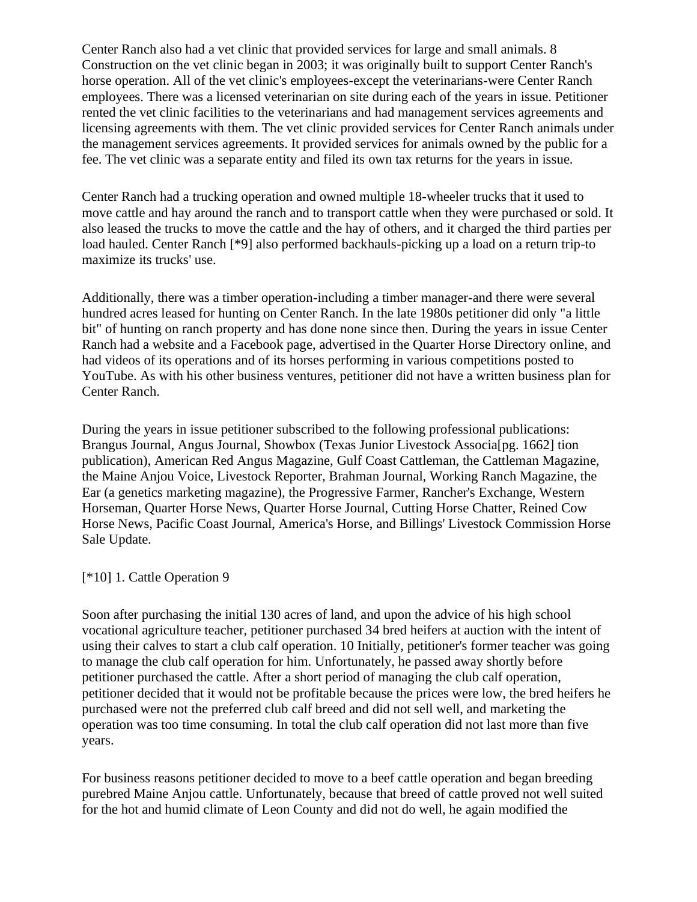Center Ranch also had a vet clinic that provided services for large and small animals. 8 Construction on the vet clinic began in 2003; it was originally built to support Center Ranch's horse operation. All of the vet clinic's employees-except the veterinarians-were Center Ranch employees. There was a licensed veterinarian on site during each of the years in issue. Petitioner rented the vet clinic facilities to the veterinarians and had management services agreements and licensing agreements with them. The vet clinic provided services for Center Ranch animals under the management services agreements. It provided services for animals owned by the public for a fee. The vet clinic was a separate entity and filed its own tax returns for the years in issue.

Center Ranch had a trucking operation and owned multiple 18-wheeler trucks that it used to move cattle and hay around the ranch and to transport cattle when they were purchased or sold. It also leased the trucks to move the cattle and the hay of others, and it charged the third parties per load hauled. Center Ranch [*9] also performed backhauls-picking up a load on a return trip-to maximize its trucks' use.

Additionally, there was a timber operation-including a timber manager-and there were several hundred acres leased for hunting on Center Ranch. In the late 1980s petitioner did only "a little bit" of hunting on ranch property and has done none since then. During the years in issue Center Ranch had a website and a Facebook page, advertised in the Quarter Horse Directory online, and had videos of its operations and of its horses performing in various competitions posted to YouTube. As with his other business ventures, petitioner did not have a written business plan for Center Ranch.

During the years in issue petitioner subscribed to the following professional publications: Brangus Journal, Angus Journal, Showbox (Texas Junior Livestock Associa[pg. 1662] tion publication), American Red Angus Magazine, Gulf Coast Cattleman, the Cattleman Magazine, the Maine Anjou Voice, Livestock Reporter, Brahman Journal, Working Ranch Magazine, the Ear (a genetics marketing magazine), the Progressive Farmer, Rancher's Exchange, Western Horseman, Quarter Horse News, Quarter Horse Journal, Cutting Horse Chatter, Reined Cow Horse News, Pacific Coast Journal, America's Horse, and Billings' Livestock Commission Horse Sale Update.

[*10] 1. Cattle Operation 9

Soon after purchasing the initial 130 acres of land, and upon the advice of his high school vocational agriculture teacher, petitioner purchased 34 bred heifers at auction with the intent of using their calves to start a club calf operation. 10 Initially, petitioner's former teacher was going to manage the club calf operation for him. Unfortunately, he passed away shortly before petitioner purchased the cattle. After a short period of managing the club calf operation, petitioner decided that it would not be profitable because the prices were low, the bred heifers he purchased were not the preferred club calf breed and did not sell well, and marketing the operation was too time consuming. In total the club calf operation did not last more than five years.

For business reasons petitioner decided to move to a beef cattle operation and began breeding purebred Maine Anjou cattle. Unfortunately, because that breed of cattle proved not well suited for the hot and humid climate of Leon County and did not do well, he again modified the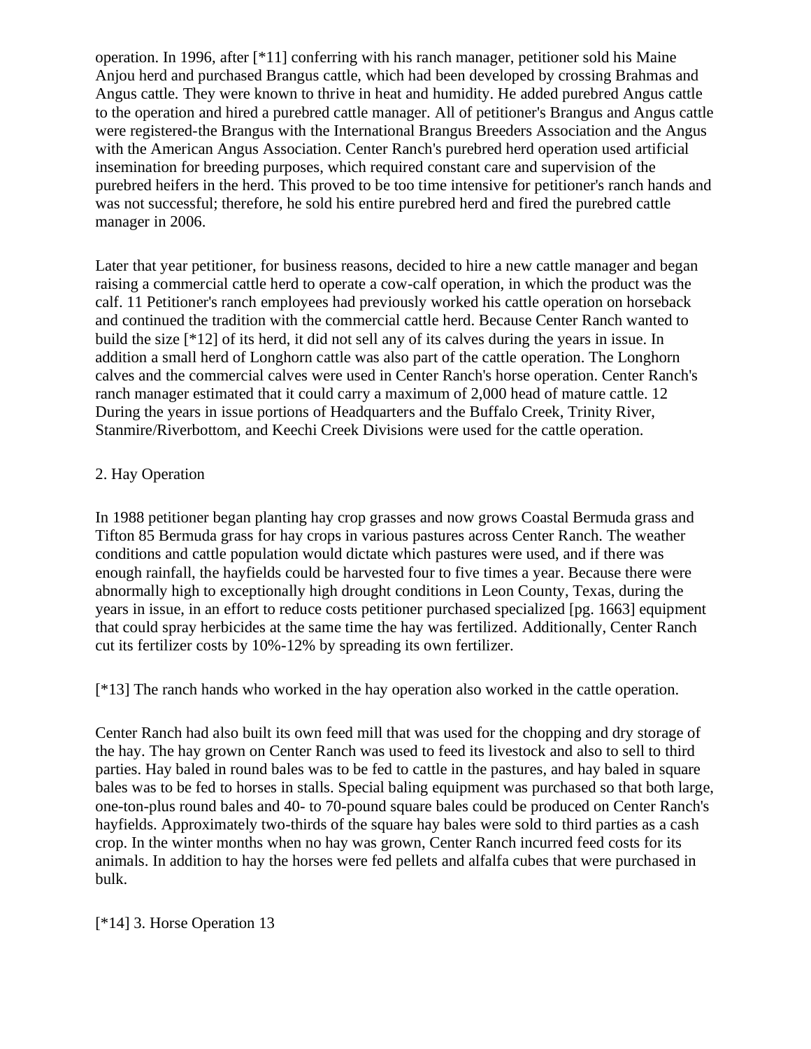operation. In 1996, after [*11] conferring with his ranch manager, petitioner sold his Maine Anjou herd and purchased Brangus cattle, which had been developed by crossing Brahmas and Angus cattle. They were known to thrive in heat and humidity. He added purebred Angus cattle to the operation and hired a purebred cattle manager. All of petitioner's Brangus and Angus cattle were registered-the Brangus with the International Brangus Breeders Association and the Angus with the American Angus Association. Center Ranch's purebred herd operation used artificial insemination for breeding purposes, which required constant care and supervision of the purebred heifers in the herd. This proved to be too time intensive for petitioner's ranch hands and was not successful; therefore, he sold his entire purebred herd and fired the purebred cattle manager in 2006.

Later that year petitioner, for business reasons, decided to hire a new cattle manager and began raising a commercial cattle herd to operate a cow-calf operation, in which the product was the calf. 11 Petitioner's ranch employees had previously worked his cattle operation on horseback and continued the tradition with the commercial cattle herd. Because Center Ranch wanted to build the size [*12] of its herd, it did not sell any of its calves during the years in issue. In addition a small herd of Longhorn cattle was also part of the cattle operation. The Longhorn calves and the commercial calves were used in Center Ranch's horse operation. Center Ranch's ranch manager estimated that it could carry a maximum of 2,000 head of mature cattle. 12 During the years in issue portions of Headquarters and the Buffalo Creek, Trinity River, Stanmire/Riverbottom, and Keechi Creek Divisions were used for the cattle operation.

2. Hay Operation

In 1988 petitioner began planting hay crop grasses and now grows Coastal Bermuda grass and Tifton 85 Bermuda grass for hay crops in various pastures across Center Ranch. The weather conditions and cattle population would dictate which pastures were used, and if there was enough rainfall, the hayfields could be harvested four to five times a year. Because there were abnormally high to exceptionally high drought conditions in Leon County, Texas, during the years in issue, in an effort to reduce costs petitioner purchased specialized [pg. 1663] equipment that could spray herbicides at the same time the hay was fertilized. Additionally, Center Ranch cut its fertilizer costs by 10%-12% by spreading its own fertilizer.

[*13] The ranch hands who worked in the hay operation also worked in the cattle operation.

Center Ranch had also built its own feed mill that was used for the chopping and dry storage of the hay. The hay grown on Center Ranch was used to feed its livestock and also to sell to third parties. Hay baled in round bales was to be fed to cattle in the pastures, and hay baled in square bales was to be fed to horses in stalls. Special baling equipment was purchased so that both large, one-ton-plus round bales and 40- to 70-pound square bales could be produced on Center Ranch's hayfields. Approximately two-thirds of the square hay bales were sold to third parties as a cash crop. In the winter months when no hay was grown, Center Ranch incurred feed costs for its animals. In addition to hay the horses were fed pellets and alfalfa cubes that were purchased in bulk.

[*14] 3. Horse Operation 13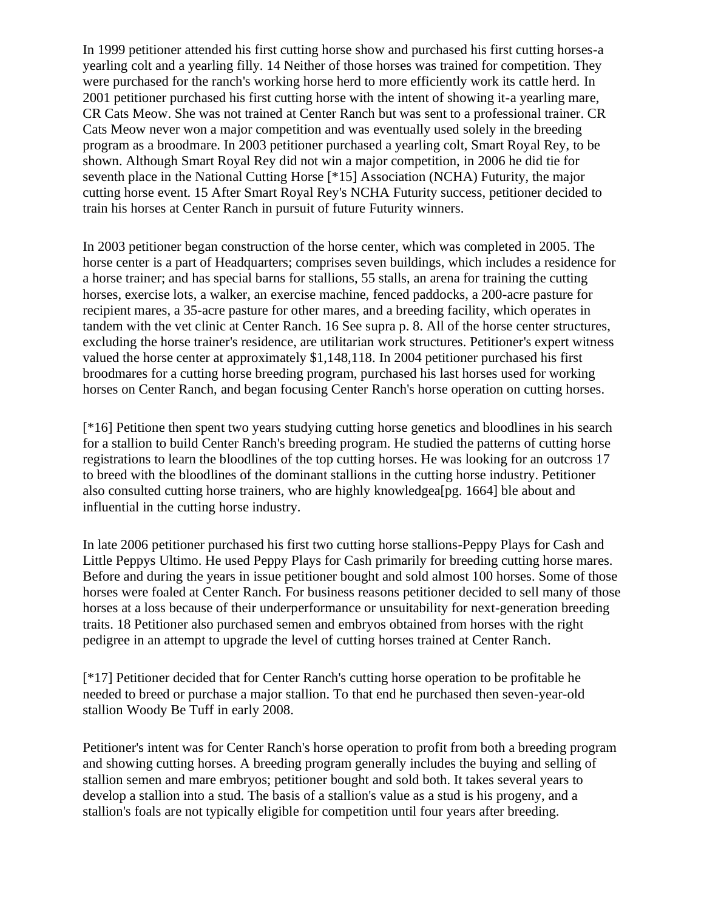In 1999 petitioner attended his first cutting horse show and purchased his first cutting horses-a yearling colt and a yearling filly. 14 Neither of those horses was trained for competition. They were purchased for the ranch's working horse herd to more efficiently work its cattle herd. In 2001 petitioner purchased his first cutting horse with the intent of showing it-a yearling mare, CR Cats Meow. She was not trained at Center Ranch but was sent to a professional trainer. CR Cats Meow never won a major competition and was eventually used solely in the breeding program as a broodmare. In 2003 petitioner purchased a yearling colt, Smart Royal Rey, to be shown. Although Smart Royal Rey did not win a major competition, in 2006 he did tie for seventh place in the National Cutting Horse [*15] Association (NCHA) Futurity, the major cutting horse event. 15 After Smart Royal Rey's NCHA Futurity success, petitioner decided to train his horses at Center Ranch in pursuit of future Futurity winners.

In 2003 petitioner began construction of the horse center, which was completed in 2005. The horse center is a part of Headquarters; comprises seven buildings, which includes a residence for a horse trainer; and has special barns for stallions, 55 stalls, an arena for training the cutting horses, exercise lots, a walker, an exercise machine, fenced paddocks, a 200-acre pasture for recipient mares, a 35-acre pasture for other mares, and a breeding facility, which operates in tandem with the vet clinic at Center Ranch. 16 See supra p. 8. All of the horse center structures, excluding the horse trainer's residence, are utilitarian work structures. Petitioner's expert witness valued the horse center at approximately $1,148,118. In 2004 petitioner purchased his first broodmares for a cutting horse breeding program, purchased his last horses used for working horses on Center Ranch, and began focusing Center Ranch's horse operation on cutting horses.

[*16] Petitione then spent two years studying cutting horse genetics and bloodlines in his search for a stallion to build Center Ranch's breeding program. He studied the patterns of cutting horse registrations to learn the bloodlines of the top cutting horses. He was looking for an outcross 17 to breed with the bloodlines of the dominant stallions in the cutting horse industry. Petitioner also consulted cutting horse trainers, who are highly knowledgea[pg. 1664] ble about and influential in the cutting horse industry.

In late 2006 petitioner purchased his first two cutting horse stallions-Peppy Plays for Cash and Little Peppys Ultimo. He used Peppy Plays for Cash primarily for breeding cutting horse mares. Before and during the years in issue petitioner bought and sold almost 100 horses. Some of those horses were foaled at Center Ranch. For business reasons petitioner decided to sell many of those horses at a loss because of their underperformance or unsuitability for next-generation breeding traits. 18 Petitioner also purchased semen and embryos obtained from horses with the right pedigree in an attempt to upgrade the level of cutting horses trained at Center Ranch.

[*17] Petitioner decided that for Center Ranch's cutting horse operation to be profitable he needed to breed or purchase a major stallion. To that end he purchased then seven-year-old stallion Woody Be Tuff in early 2008.

Petitioner's intent was for Center Ranch's horse operation to profit from both a breeding program and showing cutting horses. A breeding program generally includes the buying and selling of stallion semen and mare embryos; petitioner bought and sold both. It takes several years to develop a stallion into a stud. The basis of a stallion's value as a stud is his progeny, and a stallion's foals are not typically eligible for competition until four years after breeding.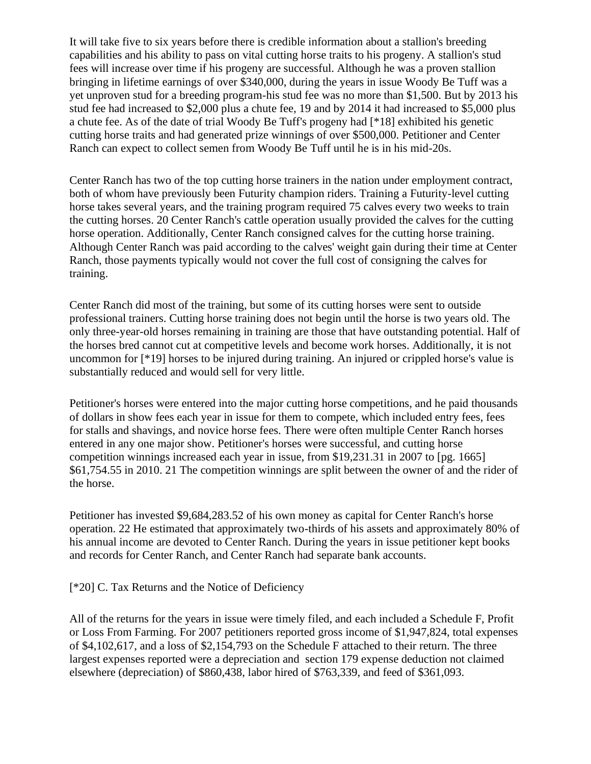It will take five to six years before there is credible information about a stallion's breeding capabilities and his ability to pass on vital cutting horse traits to his progeny. A stallion's stud fees will increase over time if his progeny are successful. Although he was a proven stallion bringing in lifetime earnings of over $340,000, during the years in issue Woody Be Tuff was a yet unproven stud for a breeding program-his stud fee was no more than $1,500. But by 2013 his stud fee had increased to $2,000 plus a chute fee, 19 and by 2014 it had increased to $5,000 plus a chute fee. As of the date of trial Woody Be Tuff's progeny had [*18] exhibited his genetic cutting horse traits and had generated prize winnings of over $500,000. Petitioner and Center Ranch can expect to collect semen from Woody Be Tuff until he is in his mid-20s.

Center Ranch has two of the top cutting horse trainers in the nation under employment contract, both of whom have previously been Futurity champion riders. Training a Futurity-level cutting horse takes several years, and the training program required 75 calves every two weeks to train the cutting horses. 20 Center Ranch's cattle operation usually provided the calves for the cutting horse operation. Additionally, Center Ranch consigned calves for the cutting horse training. Although Center Ranch was paid according to the calves' weight gain during their time at Center Ranch, those payments typically would not cover the full cost of consigning the calves for training.

Center Ranch did most of the training, but some of its cutting horses were sent to outside professional trainers. Cutting horse training does not begin until the horse is two years old. The only three-year-old horses remaining in training are those that have outstanding potential. Half of the horses bred cannot cut at competitive levels and become work horses. Additionally, it is not uncommon for [*19] horses to be injured during training. An injured or crippled horse's value is substantially reduced and would sell for very little.

Petitioner's horses were entered into the major cutting horse competitions, and he paid thousands of dollars in show fees each year in issue for them to compete, which included entry fees, fees for stalls and shavings, and novice horse fees. There were often multiple Center Ranch horses entered in any one major show. Petitioner's horses were successful, and cutting horse competition winnings increased each year in issue, from $19,231.31 in 2007 to [pg. 1665] $61,754.55 in 2010. 21 The competition winnings are split between the owner of and the rider of the horse.

Petitioner has invested $9,684,283.52 of his own money as capital for Center Ranch's horse operation. 22 He estimated that approximately two-thirds of his assets and approximately 80% of his annual income are devoted to Center Ranch. During the years in issue petitioner kept books and records for Center Ranch, and Center Ranch had separate bank accounts.

[*20] C. Tax Returns and the Notice of Deficiency

All of the returns for the years in issue were timely filed, and each included a Schedule F, Profit or Loss From Farming. For 2007 petitioners reported gross income of $1,947,824, total expenses of $4,102,617, and a loss of $2,154,793 on the Schedule F attached to their return. The three largest expenses reported were a depreciation and section 179 expense deduction not claimed elsewhere (depreciation) of $860,438, labor hired of $763,339, and feed of $361,093.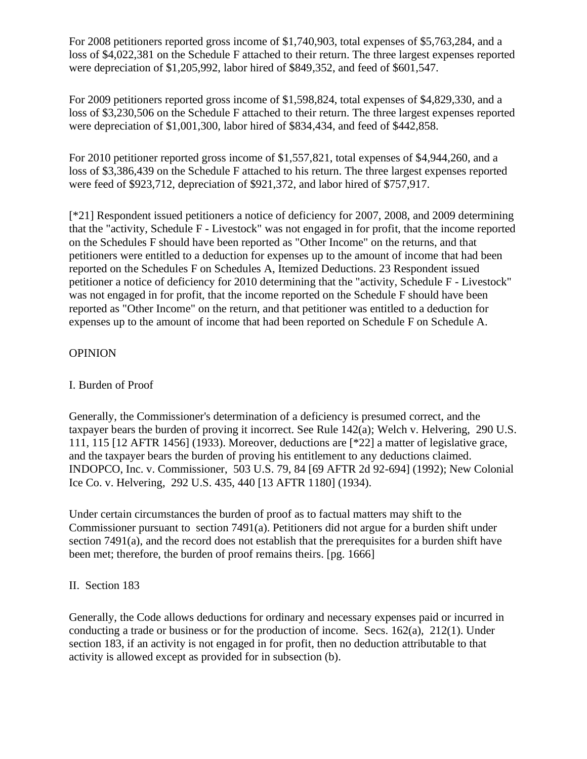For 2008 petitioners reported gross income of $1,740,903, total expenses of $5,763,284, and a loss of $4,022,381 on the Schedule F attached to their return. The three largest expenses reported were depreciation of $1,205,992, labor hired of $849,352, and feed of $601,547.

For 2009 petitioners reported gross income of $1,598,824, total expenses of $4,829,330, and a loss of $3,230,506 on the Schedule F attached to their return. The three largest expenses reported were depreciation of $1,001,300, labor hired of $834,434, and feed of $442,858.

For 2010 petitioner reported gross income of $1,557,821, total expenses of $4,944,260, and a loss of $3,386,439 on the Schedule F attached to his return. The three largest expenses reported were feed of $923,712, depreciation of $921,372, and labor hired of $757,917.

[*21] Respondent issued petitioners a notice of deficiency for 2007, 2008, and 2009 determining that the "activity, Schedule F - Livestock" was not engaged in for profit, that the income reported on the Schedules F should have been reported as "Other Income" on the returns, and that petitioners were entitled to a deduction for expenses up to the amount of income that had been reported on the Schedules F on Schedules A, Itemized Deductions. 23 Respondent issued petitioner a notice of deficiency for 2010 determining that the "activity, Schedule F - Livestock" was not engaged in for profit, that the income reported on the Schedule F should have been reported as "Other Income" on the return, and that petitioner was entitled to a deduction for expenses up to the amount of income that had been reported on Schedule F on Schedule A.

OPINION

I. Burden of Proof

Generally, the Commissioner's determination of a deficiency is presumed correct, and the taxpayer bears the burden of proving it incorrect. See Rule 142(a); Welch v. Helvering, 290 U.S. 111, 115 [12 AFTR 1456] (1933). Moreover, deductions are [*22] a matter of legislative grace, and the taxpayer bears the burden of proving his entitlement to any deductions claimed. INDOPCO, Inc. v. Commissioner, 503 U.S. 79, 84 [69 AFTR 2d 92-694] (1992); New Colonial Ice Co. v. Helvering, 292 U.S. 435, 440 [13 AFTR 1180] (1934).

Under certain circumstances the burden of proof as to factual matters may shift to the Commissioner pursuant to section 7491(a). Petitioners did not argue for a burden shift under section 7491(a), and the record does not establish that the prerequisites for a burden shift have been met; therefore, the burden of proof remains theirs. [pg. 1666]

II. Section 183

Generally, the Code allows deductions for ordinary and necessary expenses paid or incurred in conducting a trade or business or for the production of income. Secs. 162(a), 212(1). Under section 183, if an activity is not engaged in for profit, then no deduction attributable to that activity is allowed except as provided for in subsection (b).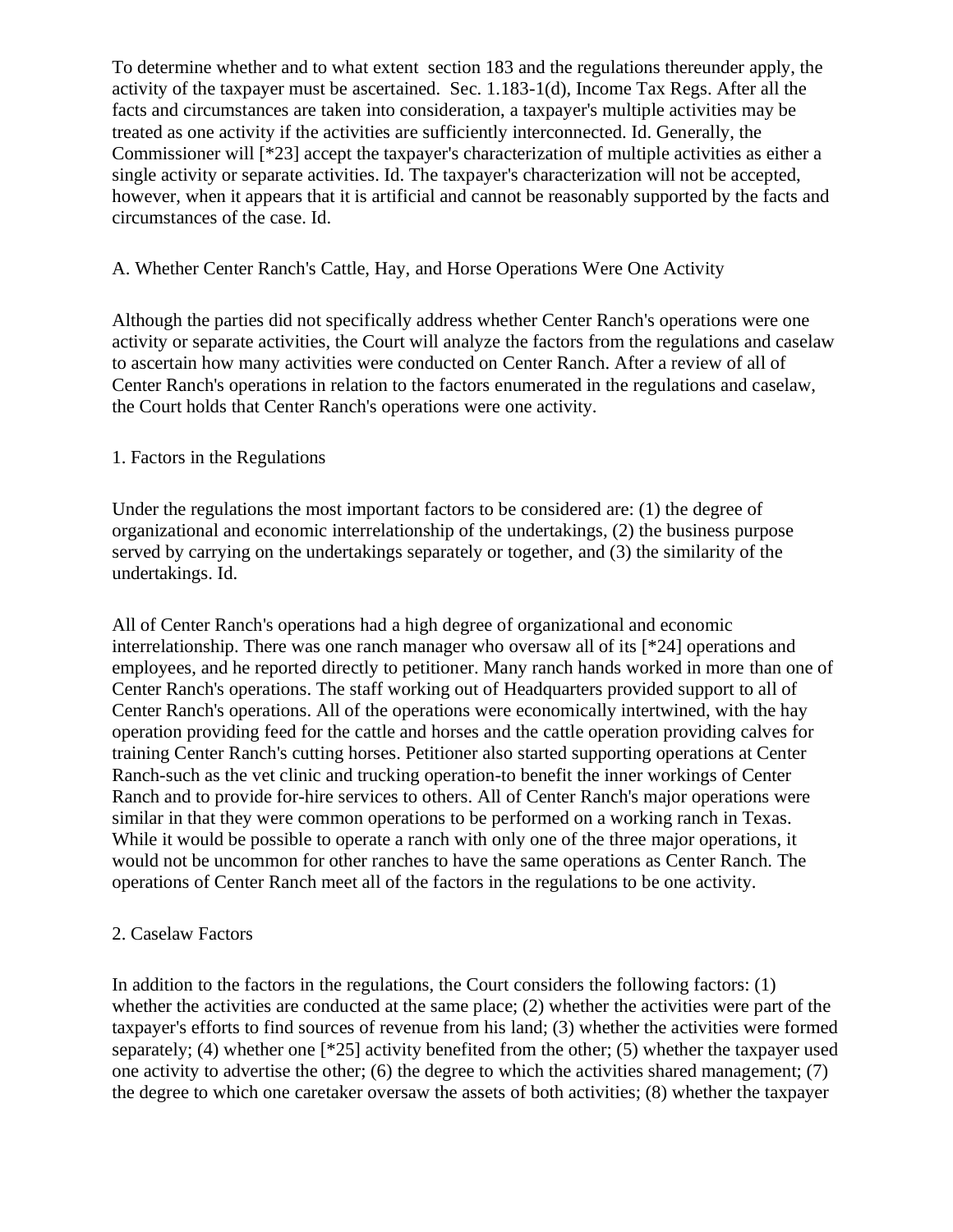To determine whether and to what extent section 183 and the regulations thereunder apply, the activity of the taxpayer must be ascertained. Sec. 1.183-1(d), Income Tax Regs. After all the facts and circumstances are taken into consideration, a taxpayer's multiple activities may be treated as one activity if the activities are sufficiently interconnected. Id. Generally, the Commissioner will [*23] accept the taxpayer's characterization of multiple activities as either a single activity or separate activities. Id. The taxpayer's characterization will not be accepted, however, when it appears that it is artificial and cannot be reasonably supported by the facts and circumstances of the case. Id.

### A. Whether Center Ranch's Cattle, Hay, and Horse Operations Were One Activity

Although the parties did not specifically address whether Center Ranch's operations were one activity or separate activities, the Court will analyze the factors from the regulations and caselaw to ascertain how many activities were conducted on Center Ranch. After a review of all of Center Ranch's operations in relation to the factors enumerated in the regulations and caselaw, the Court holds that Center Ranch's operations were one activity.

#### 1. Factors in the Regulations

Under the regulations the most important factors to be considered are: (1) the degree of organizational and economic interrelationship of the undertakings, (2) the business purpose served by carrying on the undertakings separately or together, and (3) the similarity of the undertakings. Id.

All of Center Ranch's operations had a high degree of organizational and economic interrelationship. There was one ranch manager who oversaw all of its [*24] operations and employees, and he reported directly to petitioner. Many ranch hands worked in more than one of Center Ranch's operations. The staff working out of Headquarters provided support to all of Center Ranch's operations. All of the operations were economically intertwined, with the hay operation providing feed for the cattle and horses and the cattle operation providing calves for training Center Ranch's cutting horses. Petitioner also started supporting operations at Center Ranch-such as the vet clinic and trucking operation-to benefit the inner workings of Center Ranch and to provide for-hire services to others. All of Center Ranch's major operations were similar in that they were common operations to be performed on a working ranch in Texas. While it would be possible to operate a ranch with only one of the three major operations, it would not be uncommon for other ranches to have the same operations as Center Ranch. The operations of Center Ranch meet all of the factors in the regulations to be one activity.

#### 2. Caselaw Factors

In addition to the factors in the regulations, the Court considers the following factors: (1) whether the activities are conducted at the same place; (2) whether the activities were part of the taxpayer's efforts to find sources of revenue from his land; (3) whether the activities were formed separately; (4) whether one [*25] activity benefited from the other; (5) whether the taxpayer used one activity to advertise the other; (6) the degree to which the activities shared management; (7) the degree to which one caretaker oversaw the assets of both activities; (8) whether the taxpayer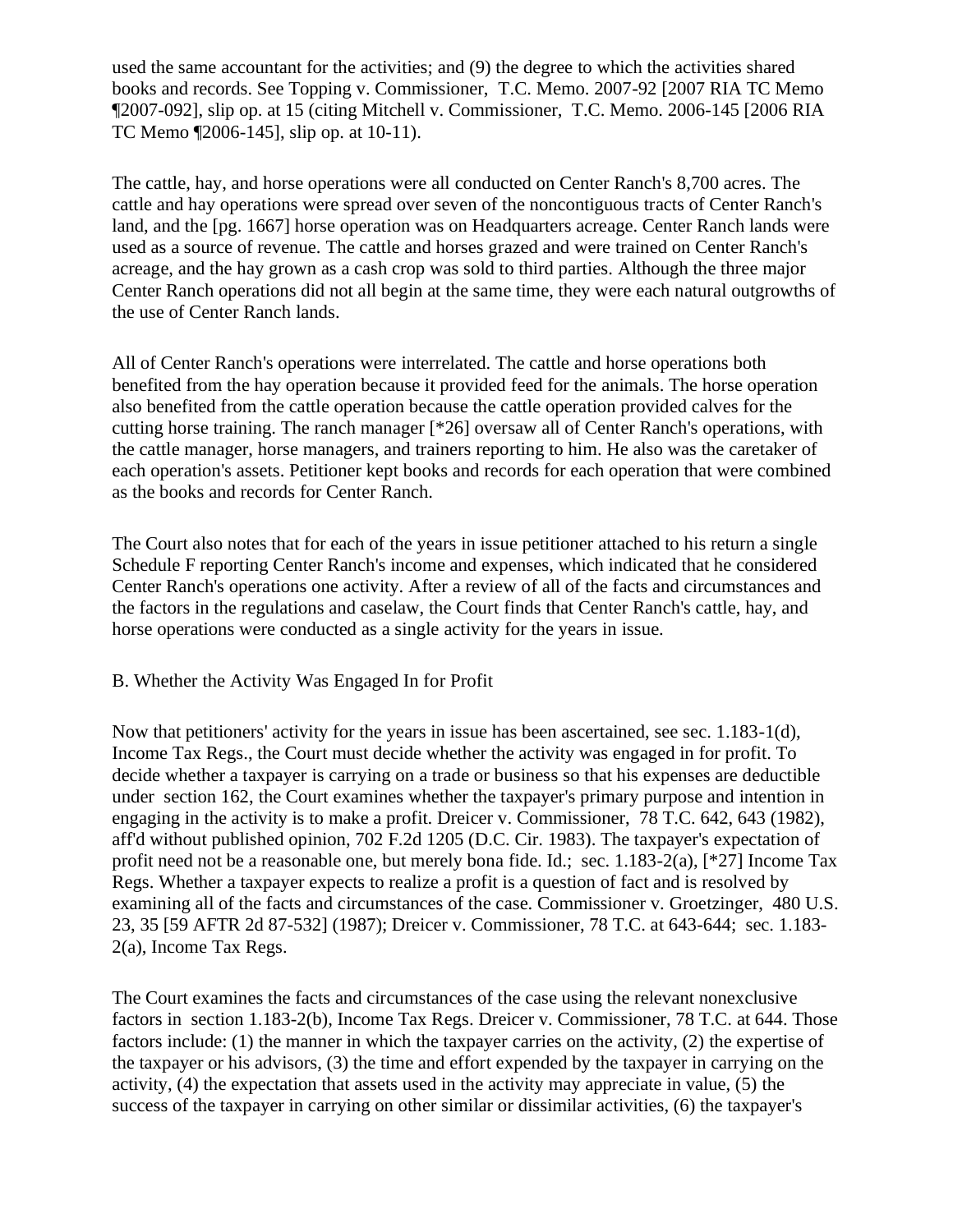used the same accountant for the activities; and (9) the degree to which the activities shared books and records. See Topping v. Commissioner, T.C. Memo. 2007-92 [2007 RIA TC Memo ¶2007-092], slip op. at 15 (citing Mitchell v. Commissioner, T.C. Memo. 2006-145 [2006 RIA TC Memo ¶2006-145], slip op. at 10-11).

The cattle, hay, and horse operations were all conducted on Center Ranch's 8,700 acres. The cattle and hay operations were spread over seven of the noncontiguous tracts of Center Ranch's land, and the [pg. 1667] horse operation was on Headquarters acreage. Center Ranch lands were used as a source of revenue. The cattle and horses grazed and were trained on Center Ranch's acreage, and the hay grown as a cash crop was sold to third parties. Although the three major Center Ranch operations did not all begin at the same time, they were each natural outgrowths of the use of Center Ranch lands.

All of Center Ranch's operations were interrelated. The cattle and horse operations both benefited from the hay operation because it provided feed for the animals. The horse operation also benefited from the cattle operation because the cattle operation provided calves for the cutting horse training. The ranch manager [*26] oversaw all of Center Ranch's operations, with the cattle manager, horse managers, and trainers reporting to him. He also was the caretaker of each operation's assets. Petitioner kept books and records for each operation that were combined as the books and records for Center Ranch.

The Court also notes that for each of the years in issue petitioner attached to his return a single Schedule F reporting Center Ranch's income and expenses, which indicated that he considered Center Ranch's operations one activity. After a review of all of the facts and circumstances and the factors in the regulations and caselaw, the Court finds that Center Ranch's cattle, hay, and horse operations were conducted as a single activity for the years in issue.

B. Whether the Activity Was Engaged In for Profit

Now that petitioners' activity for the years in issue has been ascertained, see sec. 1.183-1(d), Income Tax Regs., the Court must decide whether the activity was engaged in for profit. To decide whether a taxpayer is carrying on a trade or business so that his expenses are deductible under section 162, the Court examines whether the taxpayer's primary purpose and intention in engaging in the activity is to make a profit. Dreicer v. Commissioner, 78 T.C. 642, 643 (1982), aff'd without published opinion, 702 F.2d 1205 (D.C. Cir. 1983). The taxpayer's expectation of profit need not be a reasonable one, but merely bona fide. Id.; sec. 1.183-2(a), [*27] Income Tax Regs. Whether a taxpayer expects to realize a profit is a question of fact and is resolved by examining all of the facts and circumstances of the case. Commissioner v. Groetzinger, 480 U.S. 23, 35 [59 AFTR 2d 87-532] (1987); Dreicer v. Commissioner, 78 T.C. at 643-644; sec. 1.183-2(a), Income Tax Regs.

The Court examines the facts and circumstances of the case using the relevant nonexclusive factors in section 1.183-2(b), Income Tax Regs. Dreicer v. Commissioner, 78 T.C. at 644. Those factors include: (1) the manner in which the taxpayer carries on the activity, (2) the expertise of the taxpayer or his advisors, (3) the time and effort expended by the taxpayer in carrying on the activity, (4) the expectation that assets used in the activity may appreciate in value, (5) the success of the taxpayer in carrying on other similar or dissimilar activities, (6) the taxpayer's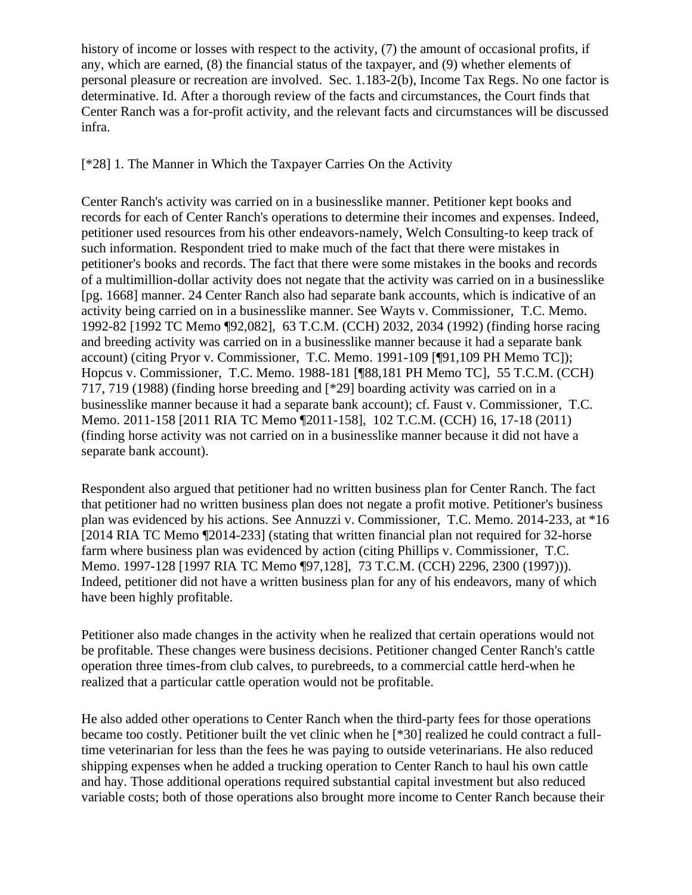history of income or losses with respect to the activity, (7) the amount of occasional profits, if any, which are earned, (8) the financial status of the taxpayer, and (9) whether elements of personal pleasure or recreation are involved. Sec. 1.183-2(b), Income Tax Regs. No one factor is determinative. Id. After a thorough review of the facts and circumstances, the Court finds that Center Ranch was a for-profit activity, and the relevant facts and circumstances will be discussed infra.

[*28] 1. The Manner in Which the Taxpayer Carries On the Activity

Center Ranch's activity was carried on in a businesslike manner. Petitioner kept books and records for each of Center Ranch's operations to determine their incomes and expenses. Indeed, petitioner used resources from his other endeavors-namely, Welch Consulting-to keep track of such information. Respondent tried to make much of the fact that there were mistakes in petitioner's books and records. The fact that there were some mistakes in the books and records of a multimillion-dollar activity does not negate that the activity was carried on in a businesslike [pg. 1668] manner. 24 Center Ranch also had separate bank accounts, which is indicative of an activity being carried on in a businesslike manner. See Wayts v. Commissioner, T.C. Memo. 1992-82 [1992 TC Memo ¶92,082], 63 T.C.M. (CCH) 2032, 2034 (1992) (finding horse racing and breeding activity was carried on in a businesslike manner because it had a separate bank account) (citing Pryor v. Commissioner, T.C. Memo. 1991-109 [¶91,109 PH Memo TC]); Hopcus v. Commissioner, T.C. Memo. 1988-181 [¶88,181 PH Memo TC], 55 T.C.M. (CCH) 717, 719 (1988) (finding horse breeding and [*29] boarding activity was carried on in a businesslike manner because it had a separate bank account); cf. Faust v. Commissioner, T.C. Memo. 2011-158 [2011 RIA TC Memo ¶2011-158], 102 T.C.M. (CCH) 16, 17-18 (2011) (finding horse activity was not carried on in a businesslike manner because it did not have a separate bank account).

Respondent also argued that petitioner had no written business plan for Center Ranch. The fact that petitioner had no written business plan does not negate a profit motive. Petitioner's business plan was evidenced by his actions. See Annuzzi v. Commissioner, T.C. Memo. 2014-233, at *16 [2014 RIA TC Memo ¶2014-233] (stating that written financial plan not required for 32-horse farm where business plan was evidenced by action (citing Phillips v. Commissioner, T.C. Memo. 1997-128 [1997 RIA TC Memo ¶97,128], 73 T.C.M. (CCH) 2296, 2300 (1997))). Indeed, petitioner did not have a written business plan for any of his endeavors, many of which have been highly profitable.

Petitioner also made changes in the activity when he realized that certain operations would not be profitable. These changes were business decisions. Petitioner changed Center Ranch's cattle operation three times-from club calves, to purebreeds, to a commercial cattle herd-when he realized that a particular cattle operation would not be profitable.

He also added other operations to Center Ranch when the third-party fees for those operations became too costly. Petitioner built the vet clinic when he [*30] realized he could contract a full-time veterinarian for less than the fees he was paying to outside veterinarians. He also reduced shipping expenses when he added a trucking operation to Center Ranch to haul his own cattle and hay. Those additional operations required substantial capital investment but also reduced variable costs; both of those operations also brought more income to Center Ranch because their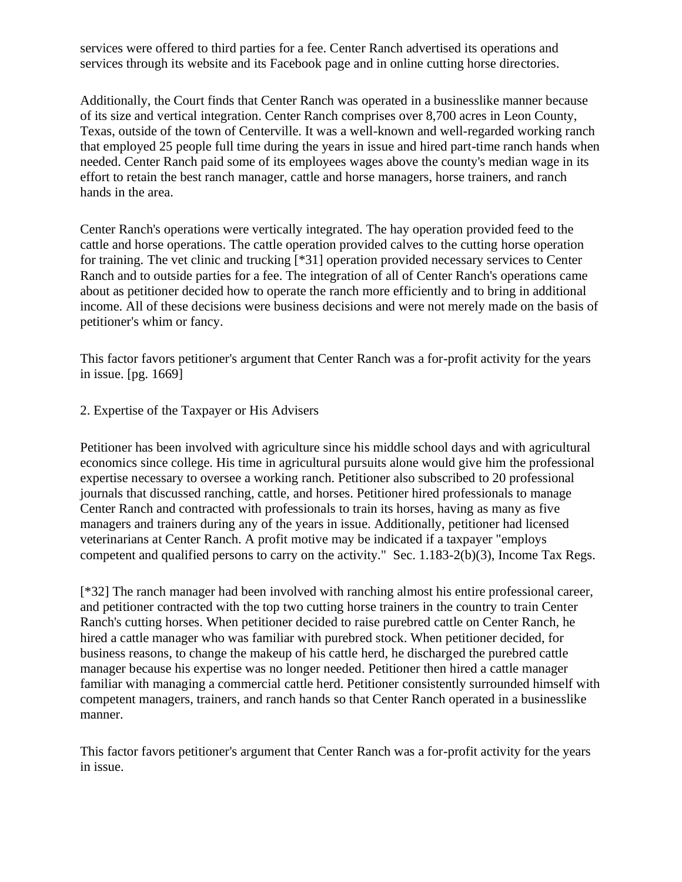services were offered to third parties for a fee. Center Ranch advertised its operations and services through its website and its Facebook page and in online cutting horse directories.

Additionally, the Court finds that Center Ranch was operated in a businesslike manner because of its size and vertical integration. Center Ranch comprises over 8,700 acres in Leon County, Texas, outside of the town of Centerville. It was a well-known and well-regarded working ranch that employed 25 people full time during the years in issue and hired part-time ranch hands when needed. Center Ranch paid some of its employees wages above the county's median wage in its effort to retain the best ranch manager, cattle and horse managers, horse trainers, and ranch hands in the area.

Center Ranch's operations were vertically integrated. The hay operation provided feed to the cattle and horse operations. The cattle operation provided calves to the cutting horse operation for training. The vet clinic and trucking [*31] operation provided necessary services to Center Ranch and to outside parties for a fee. The integration of all of Center Ranch's operations came about as petitioner decided how to operate the ranch more efficiently and to bring in additional income. All of these decisions were business decisions and were not merely made on the basis of petitioner's whim or fancy.

This factor favors petitioner's argument that Center Ranch was a for-profit activity for the years in issue. [pg. 1669]

2. Expertise of the Taxpayer or His Advisers

Petitioner has been involved with agriculture since his middle school days and with agricultural economics since college. His time in agricultural pursuits alone would give him the professional expertise necessary to oversee a working ranch. Petitioner also subscribed to 20 professional journals that discussed ranching, cattle, and horses. Petitioner hired professionals to manage Center Ranch and contracted with professionals to train its horses, having as many as five managers and trainers during any of the years in issue. Additionally, petitioner had licensed veterinarians at Center Ranch. A profit motive may be indicated if a taxpayer "employs competent and qualified persons to carry on the activity." Sec. 1.183-2(b)(3), Income Tax Regs.

[*32] The ranch manager had been involved with ranching almost his entire professional career, and petitioner contracted with the top two cutting horse trainers in the country to train Center Ranch's cutting horses. When petitioner decided to raise purebred cattle on Center Ranch, he hired a cattle manager who was familiar with purebred stock. When petitioner decided, for business reasons, to change the makeup of his cattle herd, he discharged the purebred cattle manager because his expertise was no longer needed. Petitioner then hired a cattle manager familiar with managing a commercial cattle herd. Petitioner consistently surrounded himself with competent managers, trainers, and ranch hands so that Center Ranch operated in a businesslike manner.

This factor favors petitioner's argument that Center Ranch was a for-profit activity for the years in issue.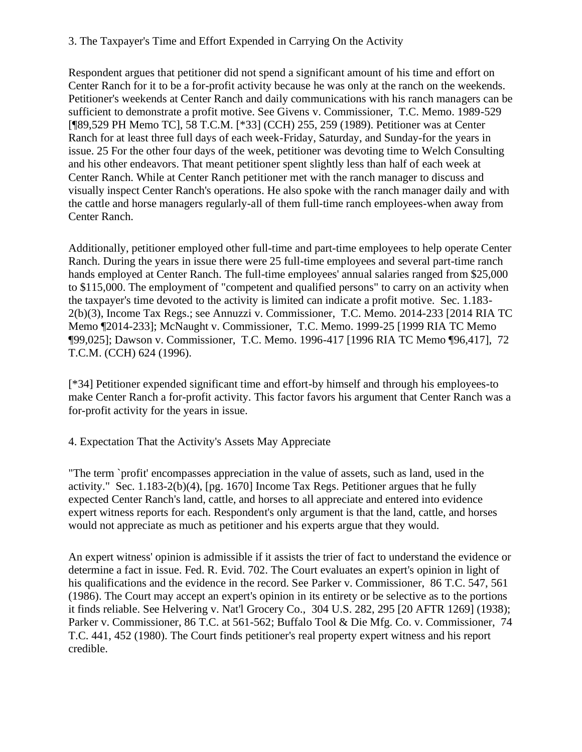### 3. The Taxpayer's Time and Effort Expended in Carrying On the Activity

Respondent argues that petitioner did not spend a significant amount of his time and effort on Center Ranch for it to be a for-profit activity because he was only at the ranch on the weekends. Petitioner's weekends at Center Ranch and daily communications with his ranch managers can be sufficient to demonstrate a profit motive. See Givens v. Commissioner, T.C. Memo. 1989-529 [¶89,529 PH Memo TC], 58 T.C.M. [*33] (CCH) 255, 259 (1989). Petitioner was at Center Ranch for at least three full days of each week-Friday, Saturday, and Sunday-for the years in issue. 25 For the other four days of the week, petitioner was devoting time to Welch Consulting and his other endeavors. That meant petitioner spent slightly less than half of each week at Center Ranch. While at Center Ranch petitioner met with the ranch manager to discuss and visually inspect Center Ranch's operations. He also spoke with the ranch manager daily and with the cattle and horse managers regularly-all of them full-time ranch employees-when away from Center Ranch.

Additionally, petitioner employed other full-time and part-time employees to help operate Center Ranch. During the years in issue there were 25 full-time employees and several part-time ranch hands employed at Center Ranch. The full-time employees' annual salaries ranged from $25,000 to $115,000. The employment of "competent and qualified persons" to carry on an activity when the taxpayer's time devoted to the activity is limited can indicate a profit motive. Sec. 1.183-2(b)(3), Income Tax Regs.; see Annuzzi v. Commissioner, T.C. Memo. 2014-233 [2014 RIA TC Memo ¶2014-233]; McNaught v. Commissioner, T.C. Memo. 1999-25 [1999 RIA TC Memo ¶99,025]; Dawson v. Commissioner, T.C. Memo. 1996-417 [1996 RIA TC Memo ¶96,417], 72 T.C.M. (CCH) 624 (1996).

[*34] Petitioner expended significant time and effort-by himself and through his employees-to make Center Ranch a for-profit activity. This factor favors his argument that Center Ranch was a for-profit activity for the years in issue.

### 4. Expectation That the Activity's Assets May Appreciate

"The term `profit' encompasses appreciation in the value of assets, such as land, used in the activity." Sec. 1.183-2(b)(4), [pg. 1670] Income Tax Regs. Petitioner argues that he fully expected Center Ranch's land, cattle, and horses to all appreciate and entered into evidence expert witness reports for each. Respondent's only argument is that the land, cattle, and horses would not appreciate as much as petitioner and his experts argue that they would.

An expert witness' opinion is admissible if it assists the trier of fact to understand the evidence or determine a fact in issue. Fed. R. Evid. 702. The Court evaluates an expert's opinion in light of his qualifications and the evidence in the record. See Parker v. Commissioner, 86 T.C. 547, 561 (1986). The Court may accept an expert's opinion in its entirety or be selective as to the portions it finds reliable. See Helvering v. Nat'l Grocery Co., 304 U.S. 282, 295 [20 AFTR 1269] (1938); Parker v. Commissioner, 86 T.C. at 561-562; Buffalo Tool & Die Mfg. Co. v. Commissioner, 74 T.C. 441, 452 (1980). The Court finds petitioner's real property expert witness and his report credible.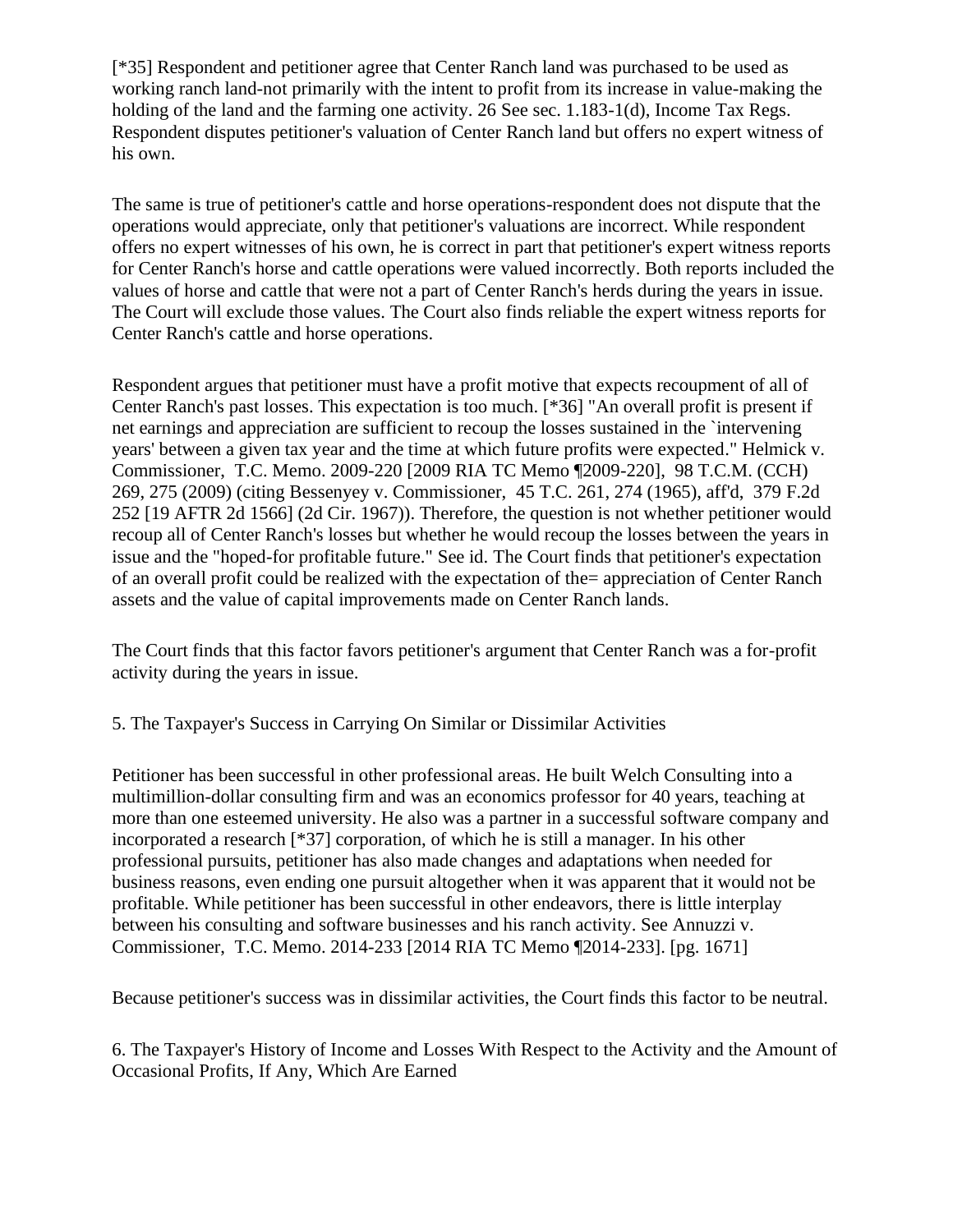[*35] Respondent and petitioner agree that Center Ranch land was purchased to be used as working ranch land-not primarily with the intent to profit from its increase in value-making the holding of the land and the farming one activity. 26 See sec. 1.183-1(d), Income Tax Regs. Respondent disputes petitioner's valuation of Center Ranch land but offers no expert witness of his own.

The same is true of petitioner's cattle and horse operations-respondent does not dispute that the operations would appreciate, only that petitioner's valuations are incorrect. While respondent offers no expert witnesses of his own, he is correct in part that petitioner's expert witness reports for Center Ranch's horse and cattle operations were valued incorrectly. Both reports included the values of horse and cattle that were not a part of Center Ranch's herds during the years in issue. The Court will exclude those values. The Court also finds reliable the expert witness reports for Center Ranch's cattle and horse operations.

Respondent argues that petitioner must have a profit motive that expects recoupment of all of Center Ranch's past losses. This expectation is too much. [*36] "An overall profit is present if net earnings and appreciation are sufficient to recoup the losses sustained in the `intervening years' between a given tax year and the time at which future profits were expected." Helmick v. Commissioner, T.C. Memo. 2009-220 [2009 RIA TC Memo ¶2009-220], 98 T.C.M. (CCH) 269, 275 (2009) (citing Bessenyey v. Commissioner, 45 T.C. 261, 274 (1965), aff'd, 379 F.2d 252 [19 AFTR 2d 1566] (2d Cir. 1967)). Therefore, the question is not whether petitioner would recoup all of Center Ranch's losses but whether he would recoup the losses between the years in issue and the "hoped-for profitable future." See id. The Court finds that petitioner's expectation of an overall profit could be realized with the expectation of the= appreciation of Center Ranch assets and the value of capital improvements made on Center Ranch lands.

The Court finds that this factor favors petitioner's argument that Center Ranch was a for-profit activity during the years in issue.

5. The Taxpayer's Success in Carrying On Similar or Dissimilar Activities

Petitioner has been successful in other professional areas. He built Welch Consulting into a multimillion-dollar consulting firm and was an economics professor for 40 years, teaching at more than one esteemed university. He also was a partner in a successful software company and incorporated a research [*37] corporation, of which he is still a manager. In his other professional pursuits, petitioner has also made changes and adaptations when needed for business reasons, even ending one pursuit altogether when it was apparent that it would not be profitable. While petitioner has been successful in other endeavors, there is little interplay between his consulting and software businesses and his ranch activity. See Annuzzi v. Commissioner, T.C. Memo. 2014-233 [2014 RIA TC Memo ¶2014-233]. [pg. 1671]

Because petitioner's success was in dissimilar activities, the Court finds this factor to be neutral.

6. The Taxpayer's History of Income and Losses With Respect to the Activity and the Amount of Occasional Profits, If Any, Which Are Earned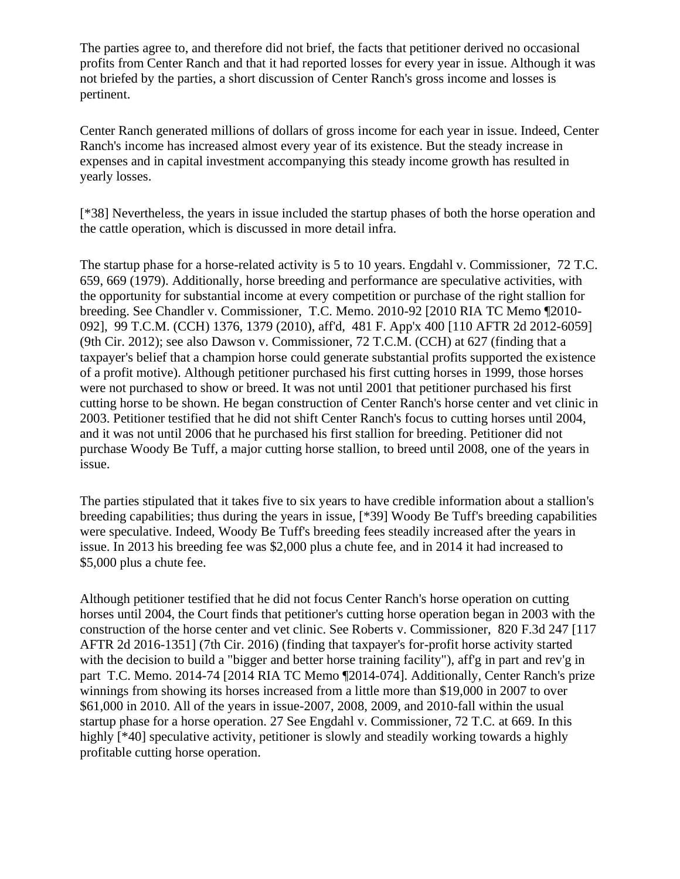The parties agree to, and therefore did not brief, the facts that petitioner derived no occasional profits from Center Ranch and that it had reported losses for every year in issue. Although it was not briefed by the parties, a short discussion of Center Ranch's gross income and losses is pertinent.

Center Ranch generated millions of dollars of gross income for each year in issue. Indeed, Center Ranch's income has increased almost every year of its existence. But the steady increase in expenses and in capital investment accompanying this steady income growth has resulted in yearly losses.

[*38] Nevertheless, the years in issue included the startup phases of both the horse operation and the cattle operation, which is discussed in more detail infra.

The startup phase for a horse-related activity is 5 to 10 years. Engdahl v. Commissioner, 72 T.C. 659, 669 (1979). Additionally, horse breeding and performance are speculative activities, with the opportunity for substantial income at every competition or purchase of the right stallion for breeding. See Chandler v. Commissioner, T.C. Memo. 2010-92 [2010 RIA TC Memo ¶2010-092], 99 T.C.M. (CCH) 1376, 1379 (2010), aff'd, 481 F. App'x 400 [110 AFTR 2d 2012-6059] (9th Cir. 2012); see also Dawson v. Commissioner, 72 T.C.M. (CCH) at 627 (finding that a taxpayer's belief that a champion horse could generate substantial profits supported the existence of a profit motive). Although petitioner purchased his first cutting horses in 1999, those horses were not purchased to show or breed. It was not until 2001 that petitioner purchased his first cutting horse to be shown. He began construction of Center Ranch's horse center and vet clinic in 2003. Petitioner testified that he did not shift Center Ranch's focus to cutting horses until 2004, and it was not until 2006 that he purchased his first stallion for breeding. Petitioner did not purchase Woody Be Tuff, a major cutting horse stallion, to breed until 2008, one of the years in issue.

The parties stipulated that it takes five to six years to have credible information about a stallion's breeding capabilities; thus during the years in issue, [*39] Woody Be Tuff's breeding capabilities were speculative. Indeed, Woody Be Tuff's breeding fees steadily increased after the years in issue. In 2013 his breeding fee was $2,000 plus a chute fee, and in 2014 it had increased to $5,000 plus a chute fee.

Although petitioner testified that he did not focus Center Ranch's horse operation on cutting horses until 2004, the Court finds that petitioner's cutting horse operation began in 2003 with the construction of the horse center and vet clinic. See Roberts v. Commissioner, 820 F.3d 247 [117 AFTR 2d 2016-1351] (7th Cir. 2016) (finding that taxpayer's for-profit horse activity started with the decision to build a "bigger and better horse training facility"), aff'g in part and rev'g in part T.C. Memo. 2014-74 [2014 RIA TC Memo ¶2014-074]. Additionally, Center Ranch's prize winnings from showing its horses increased from a little more than $19,000 in 2007 to over $61,000 in 2010. All of the years in issue-2007, 2008, 2009, and 2010-fall within the usual startup phase for a horse operation. 27 See Engdahl v. Commissioner, 72 T.C. at 669. In this highly [*40] speculative activity, petitioner is slowly and steadily working towards a highly profitable cutting horse operation.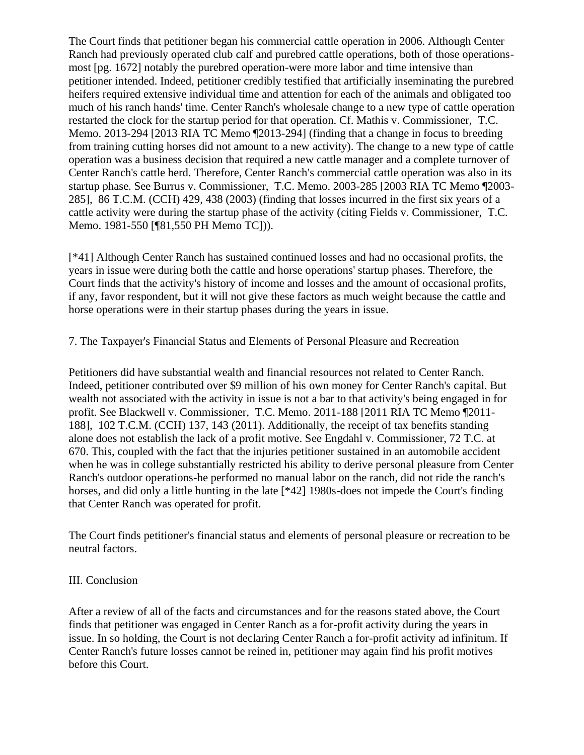The Court finds that petitioner began his commercial cattle operation in 2006. Although Center Ranch had previously operated club calf and purebred cattle operations, both of those operations-most [pg. 1672] notably the purebred operation-were more labor and time intensive than petitioner intended. Indeed, petitioner credibly testified that artificially inseminating the purebred heifers required extensive individual time and attention for each of the animals and obligated too much of his ranch hands' time. Center Ranch's wholesale change to a new type of cattle operation restarted the clock for the startup period for that operation. Cf. Mathis v. Commissioner, T.C. Memo. 2013-294 [2013 RIA TC Memo ¶2013-294] (finding that a change in focus to breeding from training cutting horses did not amount to a new activity). The change to a new type of cattle operation was a business decision that required a new cattle manager and a complete turnover of Center Ranch's cattle herd. Therefore, Center Ranch's commercial cattle operation was also in its startup phase. See Burrus v. Commissioner, T.C. Memo. 2003-285 [2003 RIA TC Memo ¶2003-285], 86 T.C.M. (CCH) 429, 438 (2003) (finding that losses incurred in the first six years of a cattle activity were during the startup phase of the activity (citing Fields v. Commissioner, T.C. Memo. 1981-550 [¶81,550 PH Memo TC])).

[*41] Although Center Ranch has sustained continued losses and had no occasional profits, the years in issue were during both the cattle and horse operations' startup phases. Therefore, the Court finds that the activity's history of income and losses and the amount of occasional profits, if any, favor respondent, but it will not give these factors as much weight because the cattle and horse operations were in their startup phases during the years in issue.

7. The Taxpayer's Financial Status and Elements of Personal Pleasure and Recreation

Petitioners did have substantial wealth and financial resources not related to Center Ranch. Indeed, petitioner contributed over $9 million of his own money for Center Ranch's capital. But wealth not associated with the activity in issue is not a bar to that activity's being engaged in for profit. See Blackwell v. Commissioner, T.C. Memo. 2011-188 [2011 RIA TC Memo ¶2011-188], 102 T.C.M. (CCH) 137, 143 (2011). Additionally, the receipt of tax benefits standing alone does not establish the lack of a profit motive. See Engdahl v. Commissioner, 72 T.C. at 670. This, coupled with the fact that the injuries petitioner sustained in an automobile accident when he was in college substantially restricted his ability to derive personal pleasure from Center Ranch's outdoor operations-he performed no manual labor on the ranch, did not ride the ranch's horses, and did only a little hunting in the late [*42] 1980s-does not impede the Court's finding that Center Ranch was operated for profit.

The Court finds petitioner's financial status and elements of personal pleasure or recreation to be neutral factors.

III. Conclusion

After a review of all of the facts and circumstances and for the reasons stated above, the Court finds that petitioner was engaged in Center Ranch as a for-profit activity during the years in issue. In so holding, the Court is not declaring Center Ranch a for-profit activity ad infinitum. If Center Ranch's future losses cannot be reined in, petitioner may again find his profit motives before this Court.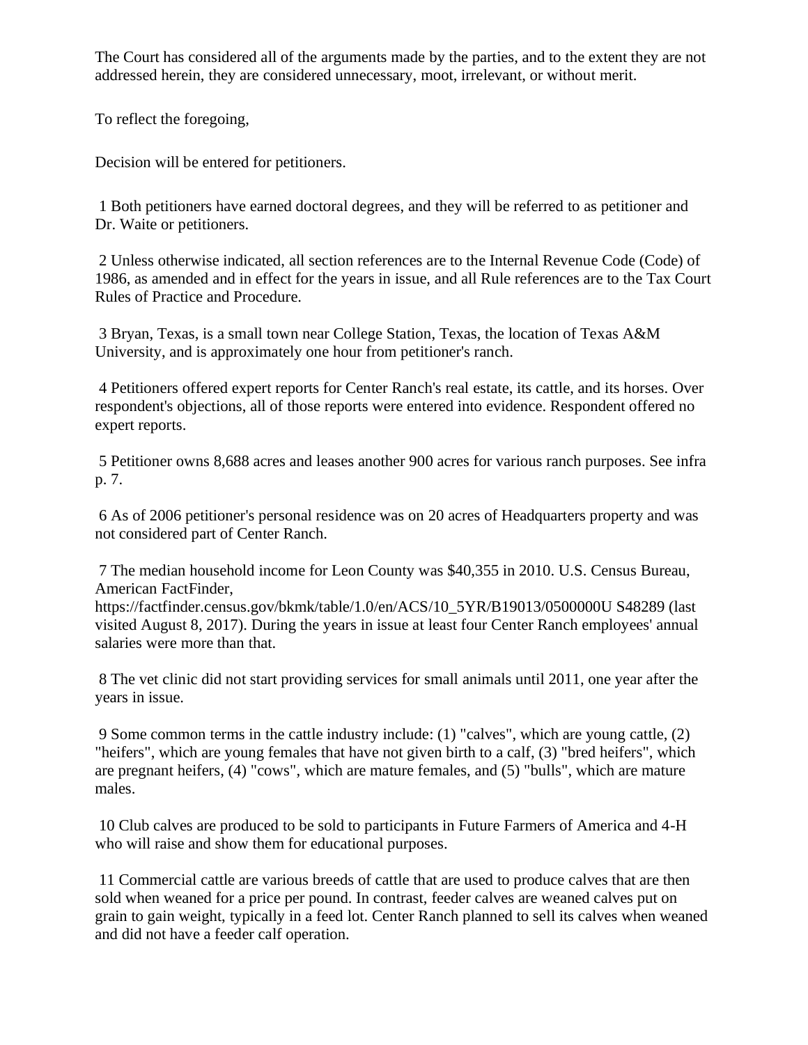The Court has considered all of the arguments made by the parties, and to the extent they are not addressed herein, they are considered unnecessary, moot, irrelevant, or without merit.

To reflect the foregoing,

Decision will be entered for petitioners.

1 Both petitioners have earned doctoral degrees, and they will be referred to as petitioner and Dr. Waite or petitioners.

2 Unless otherwise indicated, all section references are to the Internal Revenue Code (Code) of 1986, as amended and in effect for the years in issue, and all Rule references are to the Tax Court Rules of Practice and Procedure.

3 Bryan, Texas, is a small town near College Station, Texas, the location of Texas A&M University, and is approximately one hour from petitioner's ranch.

4 Petitioners offered expert reports for Center Ranch's real estate, its cattle, and its horses. Over respondent's objections, all of those reports were entered into evidence. Respondent offered no expert reports.

5 Petitioner owns 8,688 acres and leases another 900 acres for various ranch purposes. See infra p. 7.

6 As of 2006 petitioner's personal residence was on 20 acres of Headquarters property and was not considered part of Center Ranch.

7 The median household income for Leon County was $40,355 in 2010. U.S. Census Bureau, American FactFinder, https://factfinder.census.gov/bkmk/table/1.0/en/ACS/10_5YR/B19013/0500000U S48289 (last visited August 8, 2017). During the years in issue at least four Center Ranch employees' annual salaries were more than that.

8 The vet clinic did not start providing services for small animals until 2011, one year after the years in issue.

9 Some common terms in the cattle industry include: (1) "calves", which are young cattle, (2) "heifers", which are young females that have not given birth to a calf, (3) "bred heifers", which are pregnant heifers, (4) "cows", which are mature females, and (5) "bulls", which are mature males.

10 Club calves are produced to be sold to participants in Future Farmers of America and 4-H who will raise and show them for educational purposes.

11 Commercial cattle are various breeds of cattle that are used to produce calves that are then sold when weaned for a price per pound. In contrast, feeder calves are weaned calves put on grain to gain weight, typically in a feed lot. Center Ranch planned to sell its calves when weaned and did not have a feeder calf operation.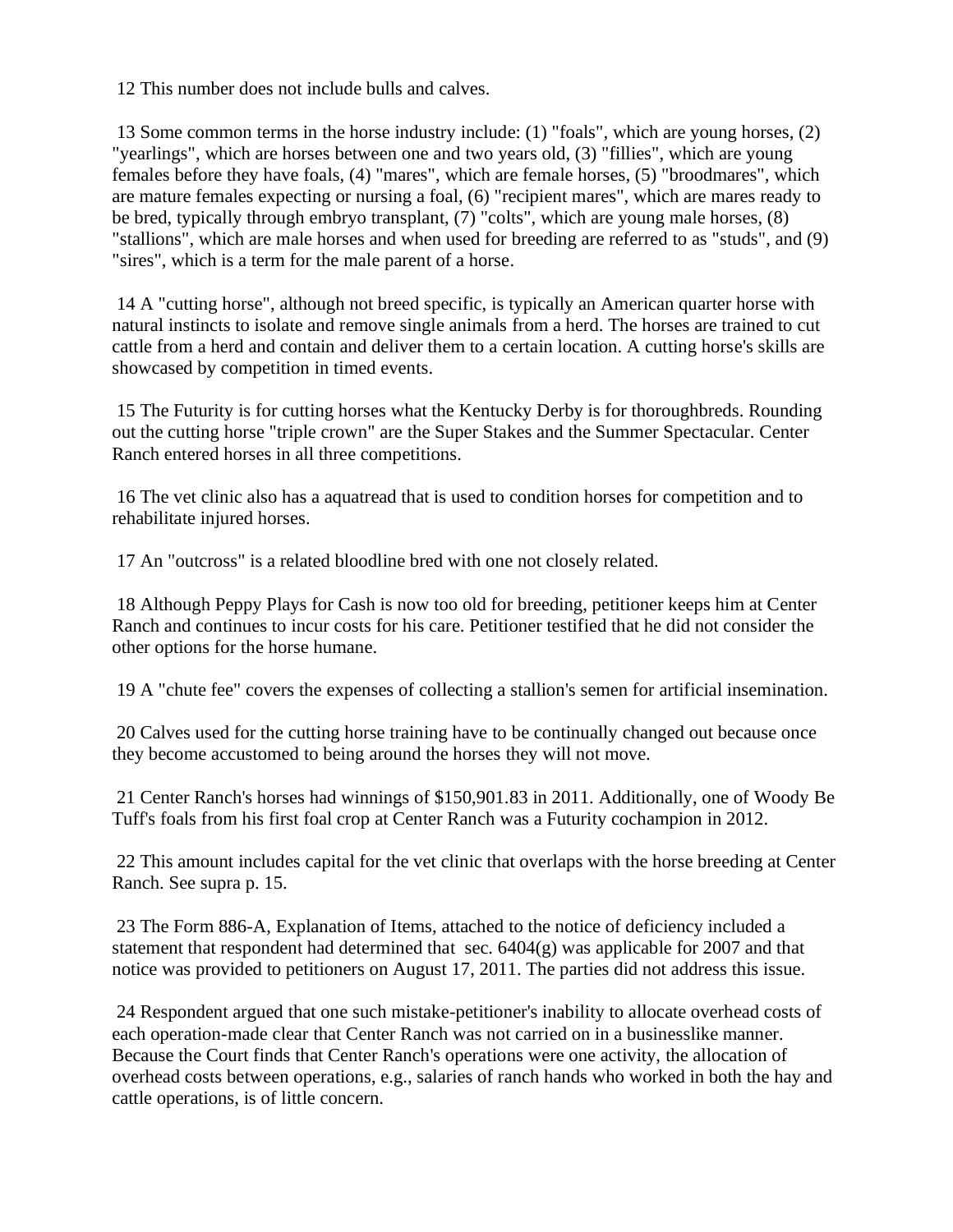12 This number does not include bulls and calves.

13 Some common terms in the horse industry include: (1) "foals", which are young horses, (2) "yearlings", which are horses between one and two years old, (3) "fillies", which are young females before they have foals, (4) "mares", which are female horses, (5) "broodmares", which are mature females expecting or nursing a foal, (6) "recipient mares", which are mares ready to be bred, typically through embryo transplant, (7) "colts", which are young male horses, (8) "stallions", which are male horses and when used for breeding are referred to as "studs", and (9) "sires", which is a term for the male parent of a horse.

14 A "cutting horse", although not breed specific, is typically an American quarter horse with natural instincts to isolate and remove single animals from a herd. The horses are trained to cut cattle from a herd and contain and deliver them to a certain location. A cutting horse's skills are showcased by competition in timed events.

15 The Futurity is for cutting horses what the Kentucky Derby is for thoroughbreds. Rounding out the cutting horse "triple crown" are the Super Stakes and the Summer Spectacular. Center Ranch entered horses in all three competitions.

16 The vet clinic also has a aquatread that is used to condition horses for competition and to rehabilitate injured horses.

17 An "outcross" is a related bloodline bred with one not closely related.

18 Although Peppy Plays for Cash is now too old for breeding, petitioner keeps him at Center Ranch and continues to incur costs for his care. Petitioner testified that he did not consider the other options for the horse humane.

19 A "chute fee" covers the expenses of collecting a stallion's semen for artificial insemination.

20 Calves used for the cutting horse training have to be continually changed out because once they become accustomed to being around the horses they will not move.

21 Center Ranch's horses had winnings of $150,901.83 in 2011. Additionally, one of Woody Be Tuff's foals from his first foal crop at Center Ranch was a Futurity cochampion in 2012.

22 This amount includes capital for the vet clinic that overlaps with the horse breeding at Center Ranch. See supra p. 15.

23 The Form 886-A, Explanation of Items, attached to the notice of deficiency included a statement that respondent had determined that sec. 6404(g) was applicable for 2007 and that notice was provided to petitioners on August 17, 2011. The parties did not address this issue.

24 Respondent argued that one such mistake-petitioner's inability to allocate overhead costs of each operation-made clear that Center Ranch was not carried on in a businesslike manner. Because the Court finds that Center Ranch's operations were one activity, the allocation of overhead costs between operations, e.g., salaries of ranch hands who worked in both the hay and cattle operations, is of little concern.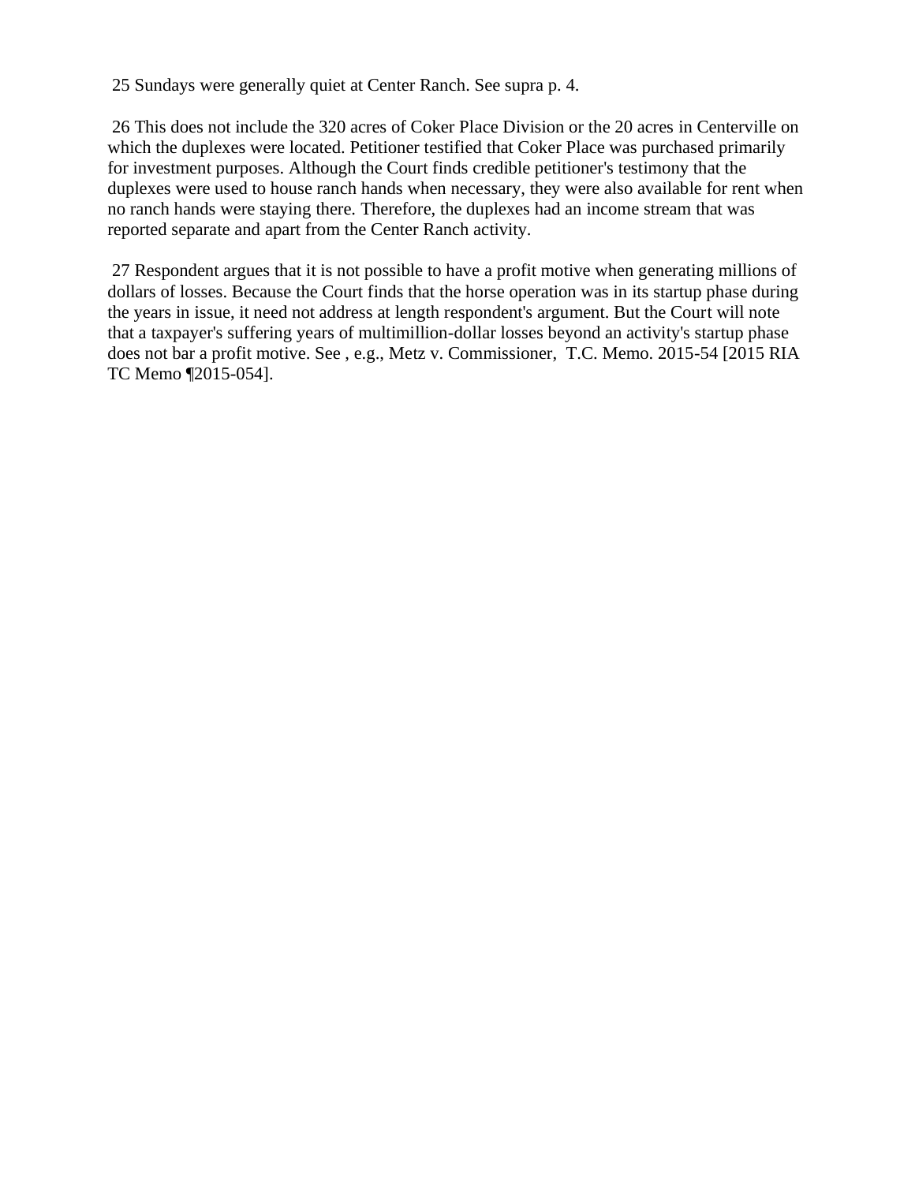25 Sundays were generally quiet at Center Ranch. See supra p. 4.

26 This does not include the 320 acres of Coker Place Division or the 20 acres in Centerville on which the duplexes were located. Petitioner testified that Coker Place was purchased primarily for investment purposes. Although the Court finds credible petitioner's testimony that the duplexes were used to house ranch hands when necessary, they were also available for rent when no ranch hands were staying there. Therefore, the duplexes had an income stream that was reported separate and apart from the Center Ranch activity.

27 Respondent argues that it is not possible to have a profit motive when generating millions of dollars of losses. Because the Court finds that the horse operation was in its startup phase during the years in issue, it need not address at length respondent's argument. But the Court will note that a taxpayer's suffering years of multimillion-dollar losses beyond an activity's startup phase does not bar a profit motive. See , e.g., Metz v. Commissioner, T.C. Memo. 2015-54 [2015 RIA TC Memo ¶2015-054].